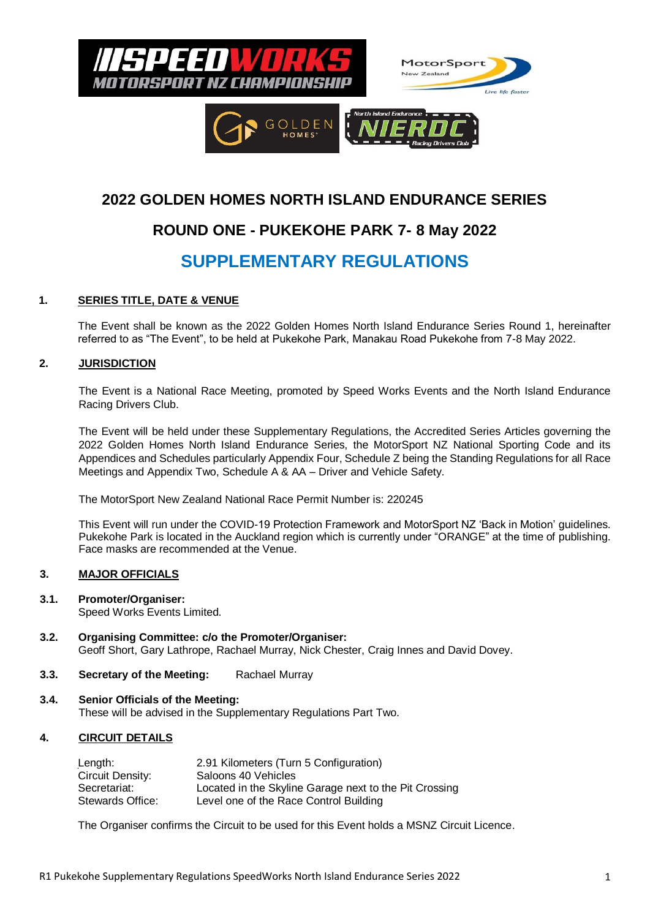# 2022 GOLDEN HOMES NORTH ISLAND ENDURANCE SERIES

## ROUND ONE - PUKEKOHE PARK 7- 8 May 2022

## SUPPLEMENTARY REGULATIONS

### 1. SERIES TITLE, DATE & VENUE

The Event shall be known as the 2022 Golden Homes North Island Endurance Series Round 1, hereinafter referred to as "The Event", to be held at Pukekohe Park, Manakau Road Pukekohe from 7-8 May 2022.

### 2. JURISDICTION

The Event is a National Race Meeting, promoted by Speed Works Events and the North Island Endurance Racing Drivers Club.

The Event will be held under these Supplementary Regulations, the Accredited Series Articles governing the 2022 Golden Homes North Island Endurance Series, the MotorSport NZ National Sporting Code and its Appendices and Schedules particularly Appendix Four, Schedule Z being the Standing Regulations for all Race Meetings and Appendix Two, Schedule A & AA – Driver and Vehicle Safety.

The MotorSport New Zealand National Race Permit Number is: 220245

This Event will run under the COVID-19 Protection Framework and MotorSport NZ 'Back in Motion' guidelines. Pukekohe Park is located in the Auckland region which is currently under "ORANGE" at the time of publishing. Face masks are recommended at the Venue.

### 3. MAJOR OFFICIALS

**3.1. Promoter/Organiser:**
Speed Works Events Limited.

**3.2. Organising Committee: c/o the Promoter/Organiser:**
Geoff Short, Gary Lathrope, Rachael Murray, Nick Chester, Craig Innes and David Dovey.

**3.3. Secretary of the Meeting:** Rachael Murray

**3.4. Senior Officials of the Meeting:**
These will be advised in the Supplementary Regulations Part Two.

### 4. CIRCUIT DETAILS

| | |
|---|---|
| Length: | 2.91 Kilometers (Turn 5 Configuration) |
| Circuit Density: | Saloons 40 Vehicles |
| Secretariat: | Located in the Skyline Garage next to the Pit Crossing |
| Stewards Office: | Level one of the Race Control Building |

The Organiser confirms the Circuit to be used for this Event holds a MSNZ Circuit Licence.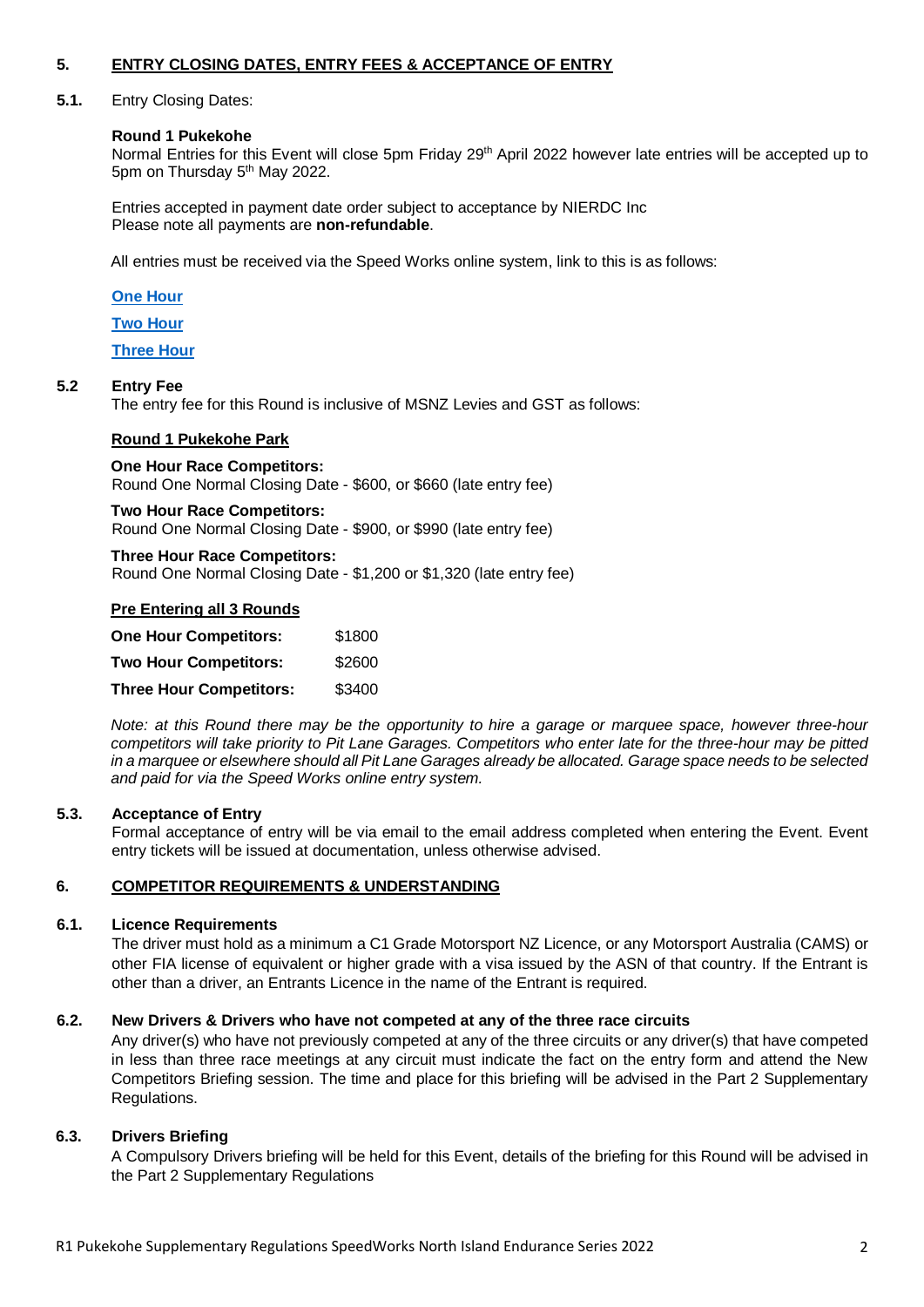## 5. ENTRY CLOSING DATES, ENTRY FEES & ACCEPTANCE OF ENTRY

**5.1.** Entry Closing Dates:

**Round 1 Pukekohe**

Normal Entries for this Event will close 5pm Friday 29th April 2022 however late entries will be accepted up to 5pm on Thursday 5th May 2022.

Entries accepted in payment date order subject to acceptance by NIERDC Inc
Please note all payments are **non-refundable**.

All entries must be received via the Speed Works online system, link to this is as follows:

**One Hour**

**Two Hour**

**Three Hour**

**5.2 Entry Fee**

The entry fee for this Round is inclusive of MSNZ Levies and GST as follows:

**Round 1 Pukekohe Park**

**One Hour Race Competitors:**
Round One Normal Closing Date - $600, or $660 (late entry fee)

**Two Hour Race Competitors:**
Round One Normal Closing Date - $900, or $990 (late entry fee)

**Three Hour Race Competitors:**
Round One Normal Closing Date - $1,200 or $1,320 (late entry fee)

**Pre Entering all 3 Rounds**

| | |
|---|---|
| **One Hour Competitors:** | $1800 |
| **Two Hour Competitors:** | $2600 |
| **Three Hour Competitors:** | $3400 |

*Note: at this Round there may be the opportunity to hire a garage or marquee space, however three-hour competitors will take priority to Pit Lane Garages. Competitors who enter late for the three-hour may be pitted in a marquee or elsewhere should all Pit Lane Garages already be allocated. Garage space needs to be selected and paid for via the Speed Works online entry system.*

**5.3. Acceptance of Entry**

Formal acceptance of entry will be via email to the email address completed when entering the Event. Event entry tickets will be issued at documentation, unless otherwise advised.

## 6. COMPETITOR REQUIREMENTS & UNDERSTANDING

**6.1. Licence Requirements**

The driver must hold as a minimum a C1 Grade Motorsport NZ Licence, or any Motorsport Australia (CAMS) or other FIA license of equivalent or higher grade with a visa issued by the ASN of that country. If the Entrant is other than a driver, an Entrants Licence in the name of the Entrant is required.

**6.2. New Drivers & Drivers who have not competed at any of the three race circuits**

Any driver(s) who have not previously competed at any of the three circuits or any driver(s) that have competed in less than three race meetings at any circuit must indicate the fact on the entry form and attend the New Competitors Briefing session. The time and place for this briefing will be advised in the Part 2 Supplementary Regulations.

**6.3. Drivers Briefing**

A Compulsory Drivers briefing will be held for this Event, details of the briefing for this Round will be advised in the Part 2 Supplementary Regulations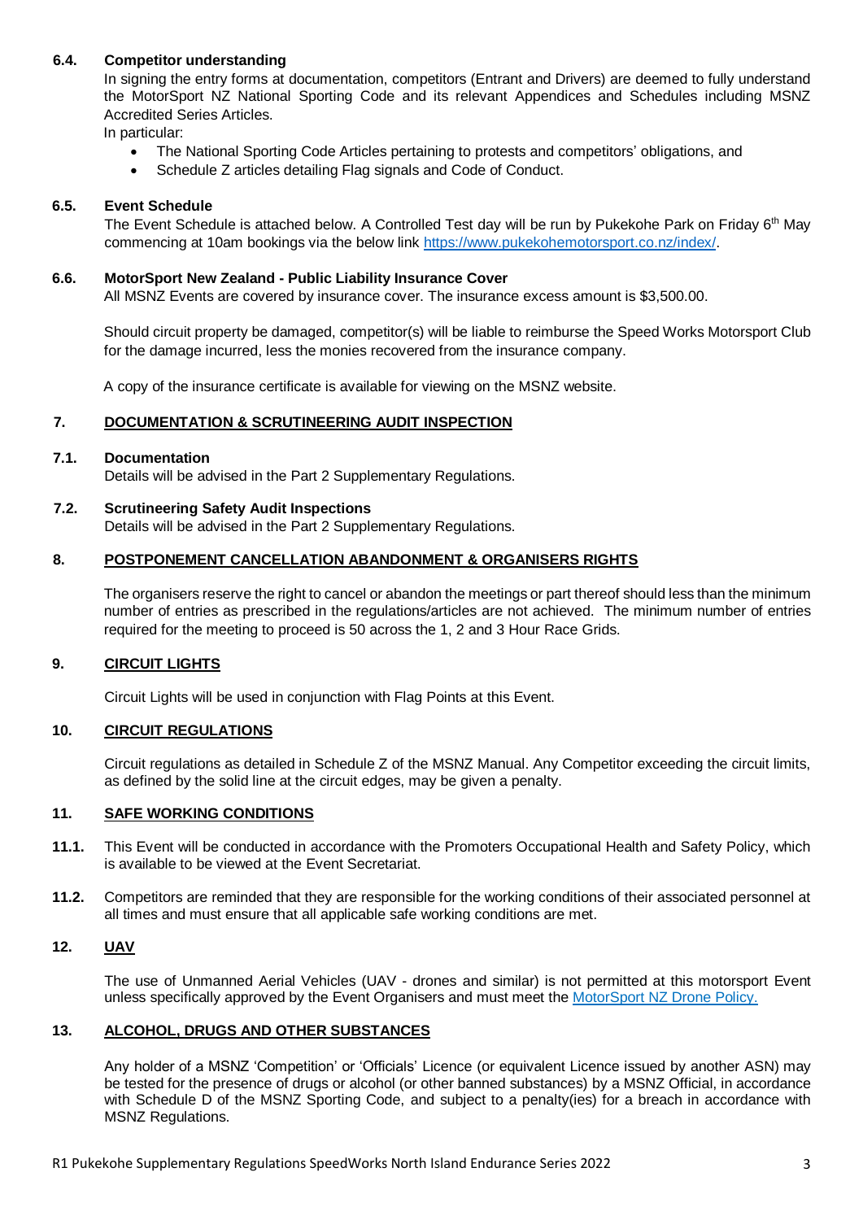### 6.4. Competitor understanding

In signing the entry forms at documentation, competitors (Entrant and Drivers) are deemed to fully understand the MotorSport NZ National Sporting Code and its relevant Appendices and Schedules including MSNZ Accredited Series Articles.

In particular:

- The National Sporting Code Articles pertaining to protests and competitors' obligations, and
- Schedule Z articles detailing Flag signals and Code of Conduct.

### 6.5. Event Schedule

The Event Schedule is attached below. A Controlled Test day will be run by Pukekohe Park on Friday 6th May commencing at 10am bookings via the below link [https://www.pukekohemotorsport.co.nz/index/](https://www.pukekohemotorsport.co.nz/index/).

### 6.6. MotorSport New Zealand - Public Liability Insurance Cover

All MSNZ Events are covered by insurance cover. The insurance excess amount is $3,500.00.

Should circuit property be damaged, competitor(s) will be liable to reimburse the Speed Works Motorsport Club for the damage incurred, less the monies recovered from the insurance company.

A copy of the insurance certificate is available for viewing on the MSNZ website.

## 7. DOCUMENTATION & SCRUTINEERING AUDIT INSPECTION

### 7.1. Documentation

Details will be advised in the Part 2 Supplementary Regulations.

### 7.2. Scrutineering Safety Audit Inspections

Details will be advised in the Part 2 Supplementary Regulations.

## 8. POSTPONEMENT CANCELLATION ABANDONMENT & ORGANISERS RIGHTS

The organisers reserve the right to cancel or abandon the meetings or part thereof should less than the minimum number of entries as prescribed in the regulations/articles are not achieved. The minimum number of entries required for the meeting to proceed is 50 across the 1, 2 and 3 Hour Race Grids.

## 9. CIRCUIT LIGHTS

Circuit Lights will be used in conjunction with Flag Points at this Event.

## 10. CIRCUIT REGULATIONS

Circuit regulations as detailed in Schedule Z of the MSNZ Manual. Any Competitor exceeding the circuit limits, as defined by the solid line at the circuit edges, may be given a penalty.

## 11. SAFE WORKING CONDITIONS

**11.1.** This Event will be conducted in accordance with the Promoters Occupational Health and Safety Policy, which is available to be viewed at the Event Secretariat.

**11.2.** Competitors are reminded that they are responsible for the working conditions of their associated personnel at all times and must ensure that all applicable safe working conditions are met.

## 12. UAV

The use of Unmanned Aerial Vehicles (UAV - drones and similar) is not permitted at this motorsport Event unless specifically approved by the Event Organisers and must meet the MotorSport NZ Drone Policy.

## 13. ALCOHOL, DRUGS AND OTHER SUBSTANCES

Any holder of a MSNZ 'Competition' or 'Officials' Licence (or equivalent Licence issued by another ASN) may be tested for the presence of drugs or alcohol (or other banned substances) by a MSNZ Official, in accordance with Schedule D of the MSNZ Sporting Code, and subject to a penalty(ies) for a breach in accordance with MSNZ Regulations.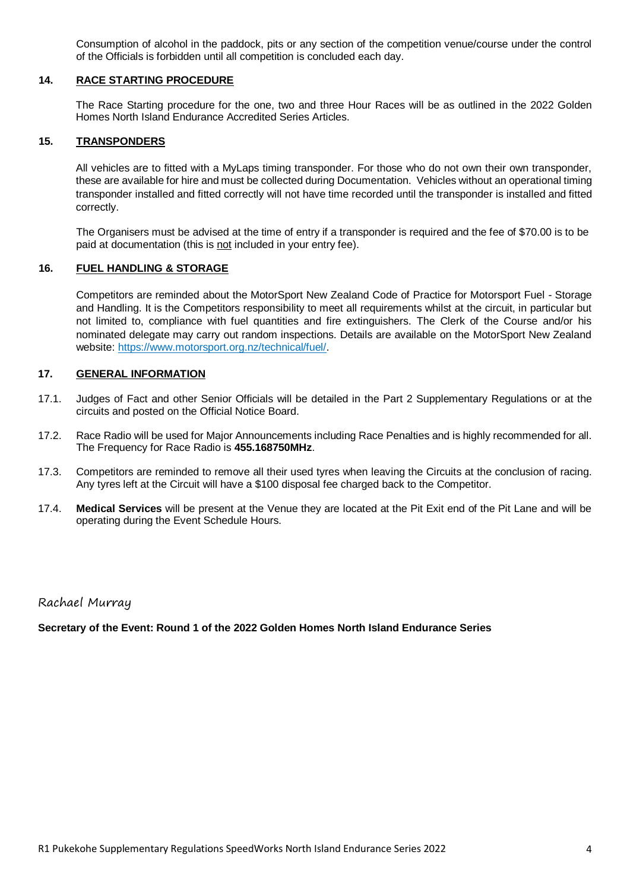Consumption of alcohol in the paddock, pits or any section of the competition venue/course under the control of the Officials is forbidden until all competition is concluded each day.

## 14. RACE STARTING PROCEDURE

The Race Starting procedure for the one, two and three Hour Races will be as outlined in the 2022 Golden Homes North Island Endurance Accredited Series Articles.

## 15. TRANSPONDERS

All vehicles are to fitted with a MyLaps timing transponder. For those who do not own their own transponder, these are available for hire and must be collected during Documentation. Vehicles without an operational timing transponder installed and fitted correctly will not have time recorded until the transponder is installed and fitted correctly.

The Organisers must be advised at the time of entry if a transponder is required and the fee of $70.00 is to be paid at documentation (this is not included in your entry fee).

## 16. FUEL HANDLING & STORAGE

Competitors are reminded about the MotorSport New Zealand Code of Practice for Motorsport Fuel - Storage and Handling. It is the Competitors responsibility to meet all requirements whilst at the circuit, in particular but not limited to, compliance with fuel quantities and fire extinguishers. The Clerk of the Course and/or his nominated delegate may carry out random inspections. Details are available on the MotorSport New Zealand website: https://www.motorsport.org.nz/technical/fuel/.

## 17. GENERAL INFORMATION

17.1. Judges of Fact and other Senior Officials will be detailed in the Part 2 Supplementary Regulations or at the circuits and posted on the Official Notice Board.

17.2. Race Radio will be used for Major Announcements including Race Penalties and is highly recommended for all. The Frequency for Race Radio is **455.168750MHz**.

17.3. Competitors are reminded to remove all their used tyres when leaving the Circuits at the conclusion of racing. Any tyres left at the Circuit will have a $100 disposal fee charged back to the Competitor.

17.4. **Medical Services** will be present at the Venue they are located at the Pit Exit end of the Pit Lane and will be operating during the Event Schedule Hours.

Rachael Murray

**Secretary of the Event: Round 1 of the 2022 Golden Homes North Island Endurance Series**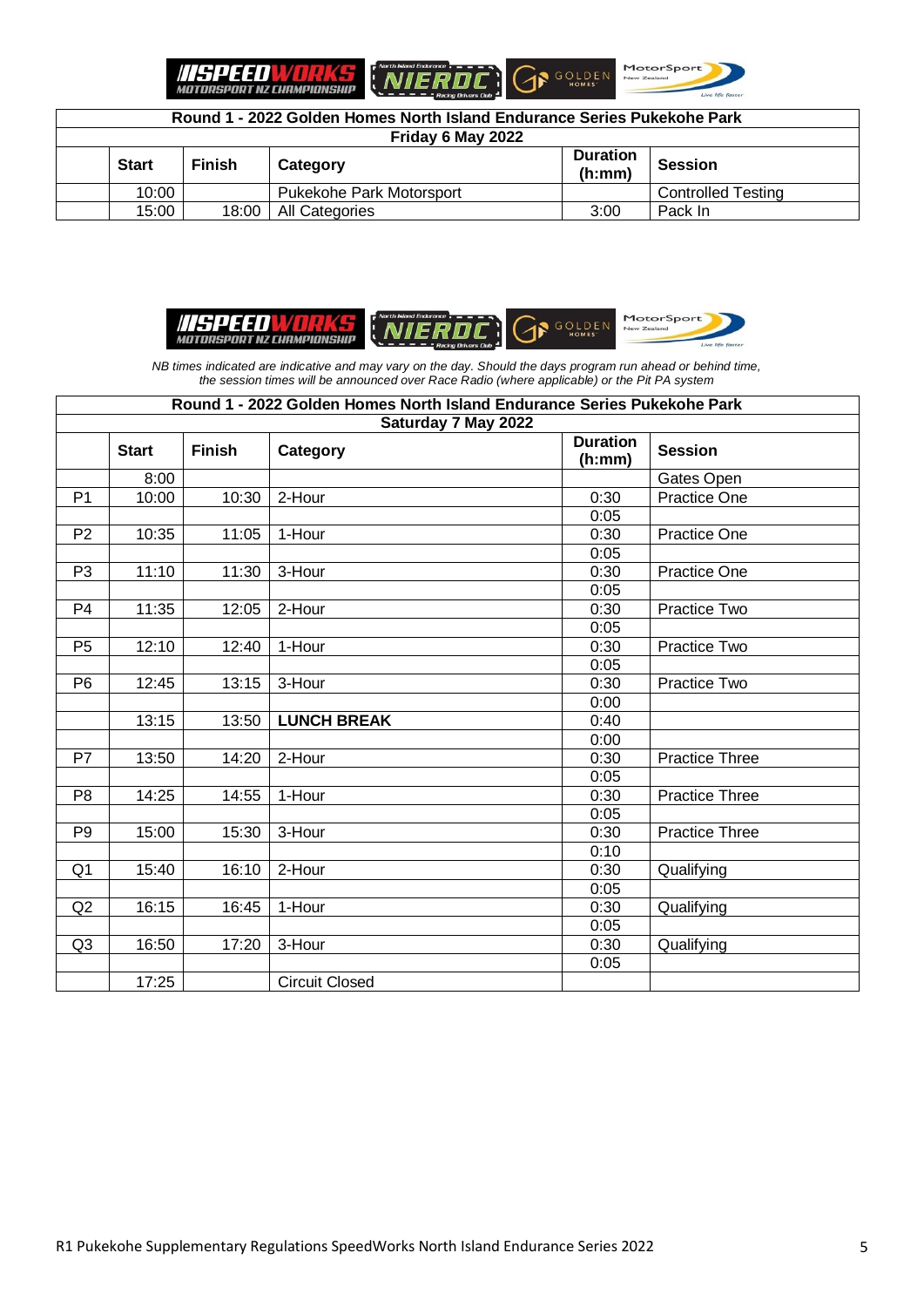| Round 1 - 2022 Golden Homes North Island Endurance Series Pukekohe Park | | | | | |
|---|---|---|---|---|---|
| Friday 6 May 2022 | | | | | |
| | **Start** | **Finish** | **Category** | **Duration (h:mm)** | **Session** |
| | 10:00 | | Pukekohe Park Motorsport | | Controlled Testing |
| | 15:00 | 18:00 | All Categories | 3:00 | Pack In |

*NB times indicated are indicative and may vary on the day. Should the days program run ahead or behind time, the session times will be announced over Race Radio (where applicable) or the Pit PA system*

| Round 1 - 2022 Golden Homes North Island Endurance Series Pukekohe Park | | | | | |
|---|---|---|---|---|---|
| Saturday 7 May 2022 | | | | | |
| | **Start** | **Finish** | **Category** | **Duration (h:mm)** | **Session** |
| | 8:00 | | | | Gates Open |
| P1 | 10:00 | 10:30 | 2-Hour | 0:30 | Practice One |
| | | | | 0:05 | |
| P2 | 10:35 | 11:05 | 1-Hour | 0:30 | Practice One |
| | | | | 0:05 | |
| P3 | 11:10 | 11:30 | 3-Hour | 0:30 | Practice One |
| | | | | 0:05 | |
| P4 | 11:35 | 12:05 | 2-Hour | 0:30 | Practice Two |
| | | | | 0:05 | |
| P5 | 12:10 | 12:40 | 1-Hour | 0:30 | Practice Two |
| | | | | 0:05 | |
| P6 | 12:45 | 13:15 | 3-Hour | 0:30 | Practice Two |
| | | | | 0:00 | |
| | 13:15 | 13:50 | **LUNCH BREAK** | 0:40 | |
| | | | | 0:00 | |
| P7 | 13:50 | 14:20 | 2-Hour | 0:30 | Practice Three |
| | | | | 0:05 | |
| P8 | 14:25 | 14:55 | 1-Hour | 0:30 | Practice Three |
| | | | | 0:05 | |
| P9 | 15:00 | 15:30 | 3-Hour | 0:30 | Practice Three |
| | | | | 0:10 | |
| Q1 | 15:40 | 16:10 | 2-Hour | 0:30 | Qualifying |
| | | | | 0:05 | |
| Q2 | 16:15 | 16:45 | 1-Hour | 0:30 | Qualifying |
| | | | | 0:05 | |
| Q3 | 16:50 | 17:20 | 3-Hour | 0:30 | Qualifying |
| | | | | 0:05 | |
| | 17:25 | | Circuit Closed | | |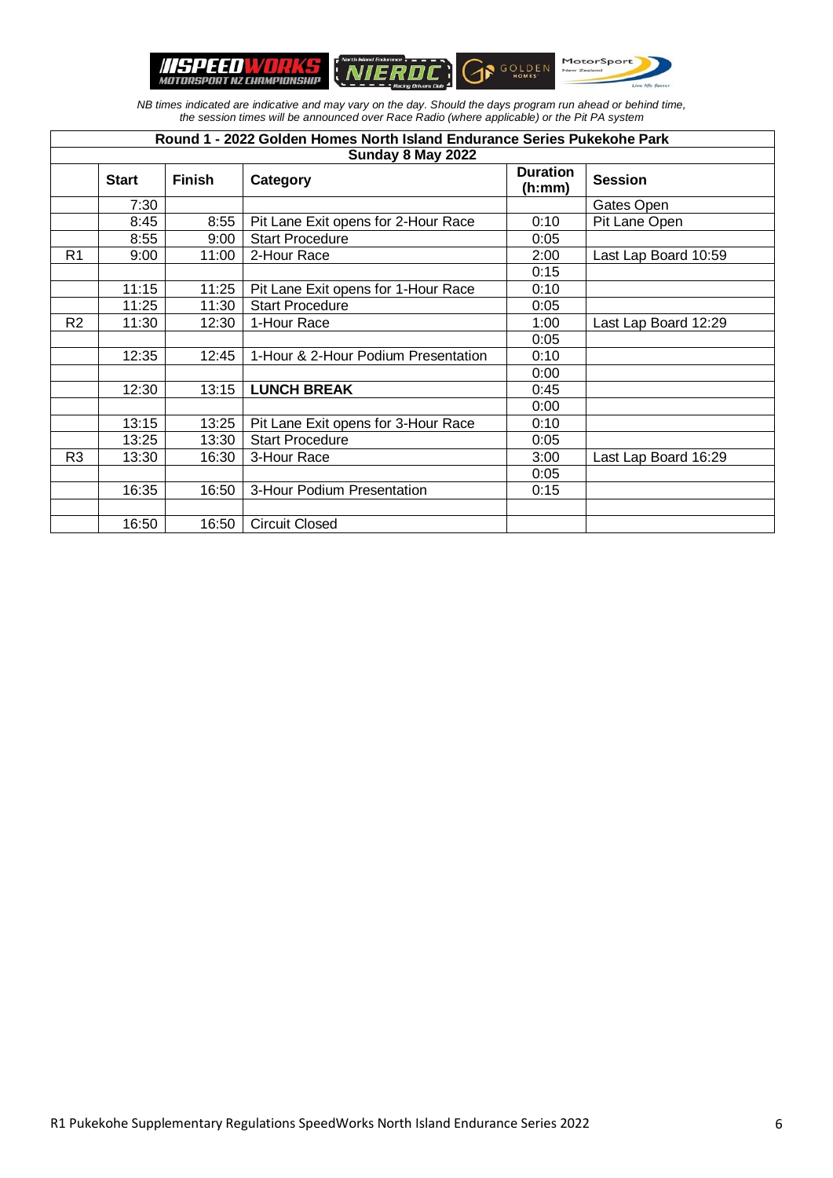*NB times indicated are indicative and may vary on the day. Should the days program run ahead or behind time, the session times will be announced over Race Radio (where applicable) or the Pit PA system*

| Round 1 - 2022 Golden Homes North Island Endurance Series Pukekohe Park | | | | | |
|---|---|---|---|---|---|
| **Sunday 8 May 2022** | | | | | |
| | **Start** | **Finish** | **Category** | **Duration (h:mm)** | **Session** |
| | 7:30 | | | | Gates Open |
| | 8:45 | 8:55 | Pit Lane Exit opens for 2-Hour Race | 0:10 | Pit Lane Open |
| | 8:55 | 9:00 | Start Procedure | 0:05 | |
| R1 | 9:00 | 11:00 | 2-Hour Race | 2:00 | Last Lap Board 10:59 |
| | | | | 0:15 | |
| | 11:15 | 11:25 | Pit Lane Exit opens for 1-Hour Race | 0:10 | |
| | 11:25 | 11:30 | Start Procedure | 0:05 | |
| R2 | 11:30 | 12:30 | 1-Hour Race | 1:00 | Last Lap Board 12:29 |
| | | | | 0:05 | |
| | 12:35 | 12:45 | 1-Hour & 2-Hour Podium Presentation | 0:10 | |
| | | | | 0:00 | |
| | 12:30 | 13:15 | **LUNCH BREAK** | 0:45 | |
| | | | | 0:00 | |
| | 13:15 | 13:25 | Pit Lane Exit opens for 3-Hour Race | 0:10 | |
| | 13:25 | 13:30 | Start Procedure | 0:05 | |
| R3 | 13:30 | 16:30 | 3-Hour Race | 3:00 | Last Lap Board 16:29 |
| | | | | 0:05 | |
| | 16:35 | 16:50 | 3-Hour Podium Presentation | 0:15 | |
| | | | | | |
| | 16:50 | 16:50 | Circuit Closed | | |